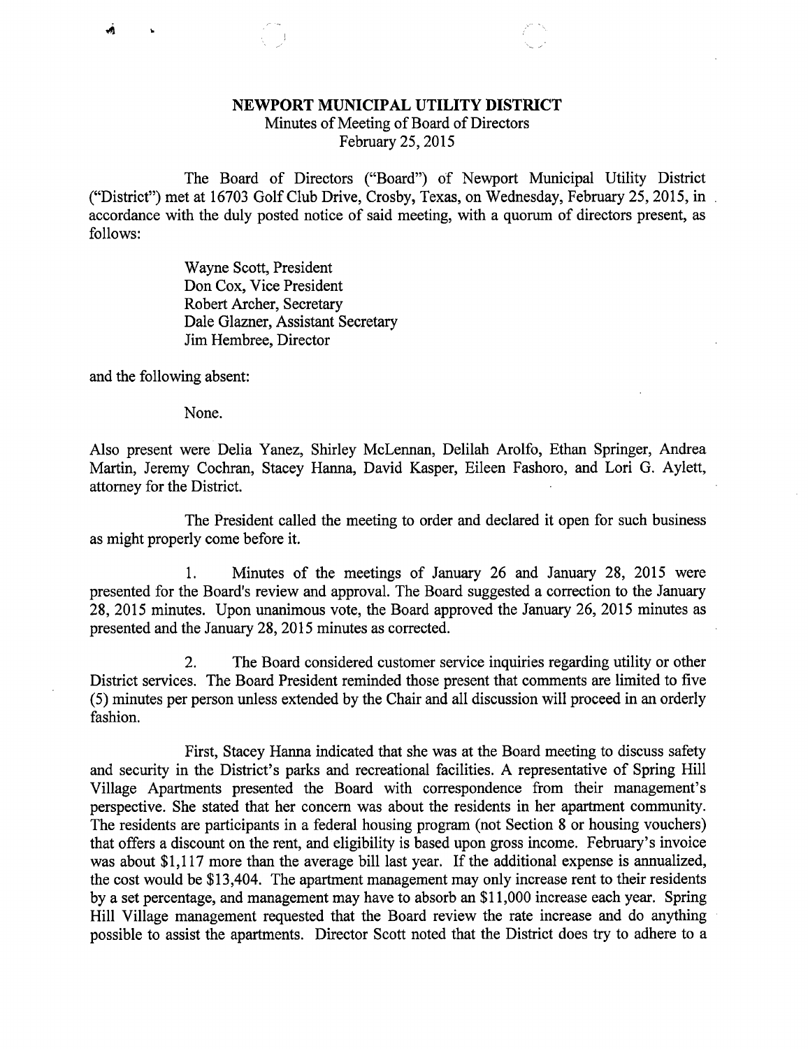# NEWPORT MUNICIPAL UTILITY DISTRICT

Minutes of Meeting of Board of Directors
February 25, 2015

The Board of Directors ("Board") of Newport Municipal Utility District ("District") met at 16703 Golf Club Drive, Crosby, Texas, on Wednesday, February 25, 2015, in accordance with the duly posted notice of said meeting, with a quorum of directors present, as follows:

Wayne Scott, President
Don Cox, Vice President
Robert Archer, Secretary
Dale Glazner, Assistant Secretary
Jim Hembree, Director

and the following absent:

None.

Also present were Delia Yanez, Shirley McLennan, Delilah Arolfo, Ethan Springer, Andrea Martin, Jeremy Cochran, Stacey Hanna, David Kasper, Eileen Fashoro, and Lori G. Aylett, attorney for the District.

The President called the meeting to order and declared it open for such business as might properly come before it.

1. Minutes of the meetings of January 26 and January 28, 2015 were presented for the Board's review and approval. The Board suggested a correction to the January 28, 2015 minutes. Upon unanimous vote, the Board approved the January 26, 2015 minutes as presented and the January 28, 2015 minutes as corrected.

2. The Board considered customer service inquiries regarding utility or other District services. The Board President reminded those present that comments are limited to five (5) minutes per person unless extended by the Chair and all discussion will proceed in an orderly fashion.

First, Stacey Hanna indicated that she was at the Board meeting to discuss safety and security in the District's parks and recreational facilities. A representative of Spring Hill Village Apartments presented the Board with correspondence from their management's perspective. She stated that her concern was about the residents in her apartment community. The residents are participants in a federal housing program (not Section 8 or housing vouchers) that offers a discount on the rent, and eligibility is based upon gross income. February's invoice was about $1,117 more than the average bill last year. If the additional expense is annualized, the cost would be $13,404. The apartment management may only increase rent to their residents by a set percentage, and management may have to absorb an $11,000 increase each year. Spring Hill Village management requested that the Board review the rate increase and do anything possible to assist the apartments. Director Scott noted that the District does try to adhere to a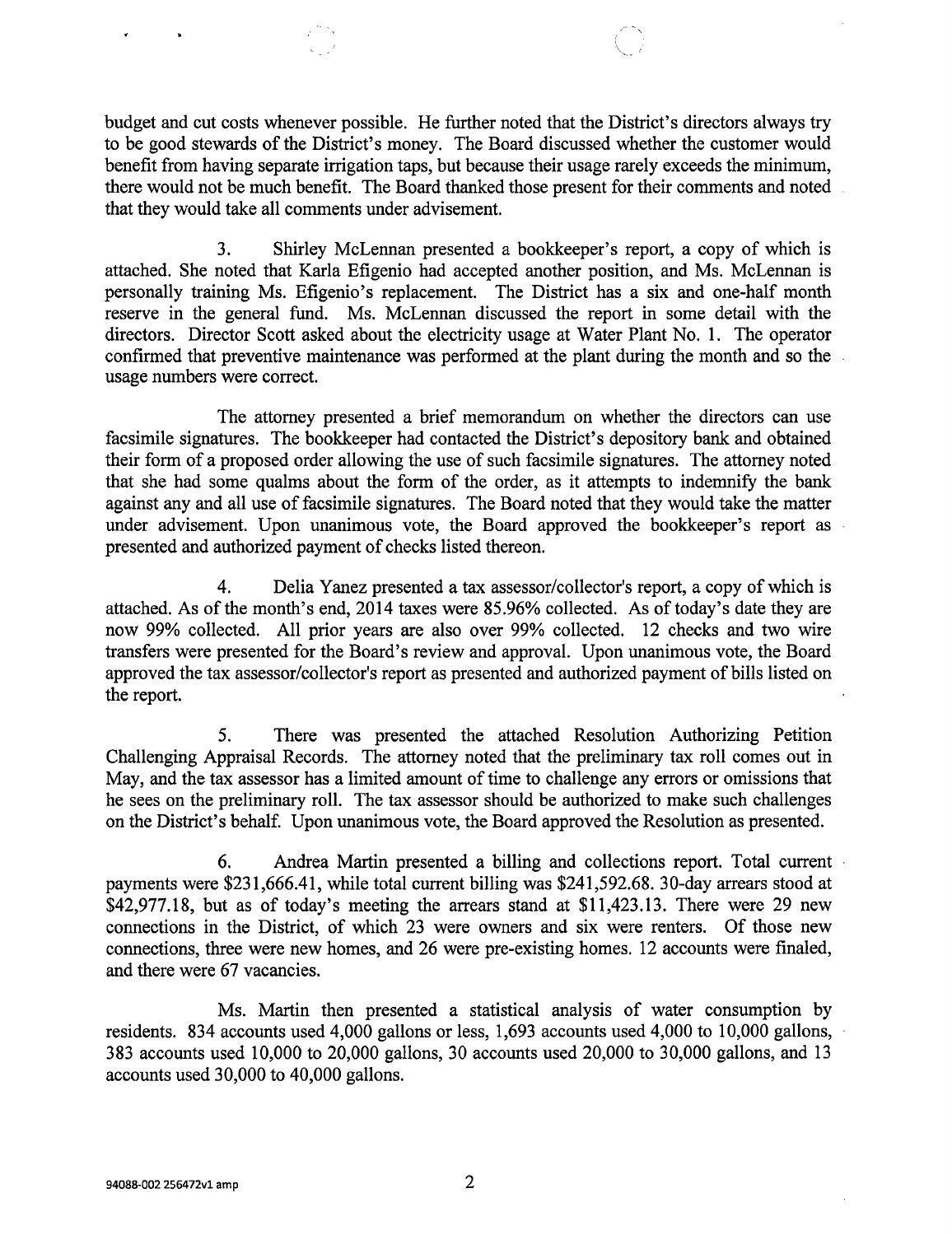budget and cut costs whenever possible. He further noted that the District's directors always try to be good stewards of the District's money. The Board discussed whether the customer would benefit from having separate irrigation taps, but because their usage rarely exceeds the minimum, there would not be much benefit. The Board thanked those present for their comments and noted that they would take all comments under advisement.

3. Shirley McLennan presented a bookkeeper's report, a copy of which is attached. She noted that Karla Efigenio had accepted another position, and Ms. McLennan is personally training Ms. Efigenio's replacement. The District has a six and one-half month reserve in the general fund. Ms. McLennan discussed the report in some detail with the directors. Director Scott asked about the electricity usage at Water Plant No. 1. The operator confirmed that preventive maintenance was performed at the plant during the month and so the usage numbers were correct.

The attorney presented a brief memorandum on whether the directors can use facsimile signatures. The bookkeeper had contacted the District's depository bank and obtained their form of a proposed order allowing the use of such facsimile signatures. The attorney noted that she had some qualms about the form of the order, as it attempts to indemnify the bank against any and all use of facsimile signatures. The Board noted that they would take the matter under advisement. Upon unanimous vote, the Board approved the bookkeeper's report as presented and authorized payment of checks listed thereon.

4. Delia Yanez presented a tax assessor/collector's report, a copy of which is attached. As of the month's end, 2014 taxes were 85.96% collected. As of today's date they are now 99% collected. All prior years are also over 99% collected. 12 checks and two wire transfers were presented for the Board's review and approval. Upon unanimous vote, the Board approved the tax assessor/collector's report as presented and authorized payment of bills listed on the report.

5. There was presented the attached Resolution Authorizing Petition Challenging Appraisal Records. The attorney noted that the preliminary tax roll comes out in May, and the tax assessor has a limited amount of time to challenge any errors or omissions that he sees on the preliminary roll. The tax assessor should be authorized to make such challenges on the District's behalf. Upon unanimous vote, the Board approved the Resolution as presented.

6. Andrea Martin presented a billing and collections report. Total current payments were $231,666.41, while total current billing was $241,592.68. 30-day arrears stood at $42,977.18, but as of today's meeting the arrears stand at $11,423.13. There were 29 new connections in the District, of which 23 were owners and six were renters. Of those new connections, three were new homes, and 26 were pre-existing homes. 12 accounts were finaled, and there were 67 vacancies.

Ms. Martin then presented a statistical analysis of water consumption by residents. 834 accounts used 4,000 gallons or less, 1,693 accounts used 4,000 to 10,000 gallons, 383 accounts used 10,000 to 20,000 gallons, 30 accounts used 20,000 to 30,000 gallons, and 13 accounts used 30,000 to 40,000 gallons.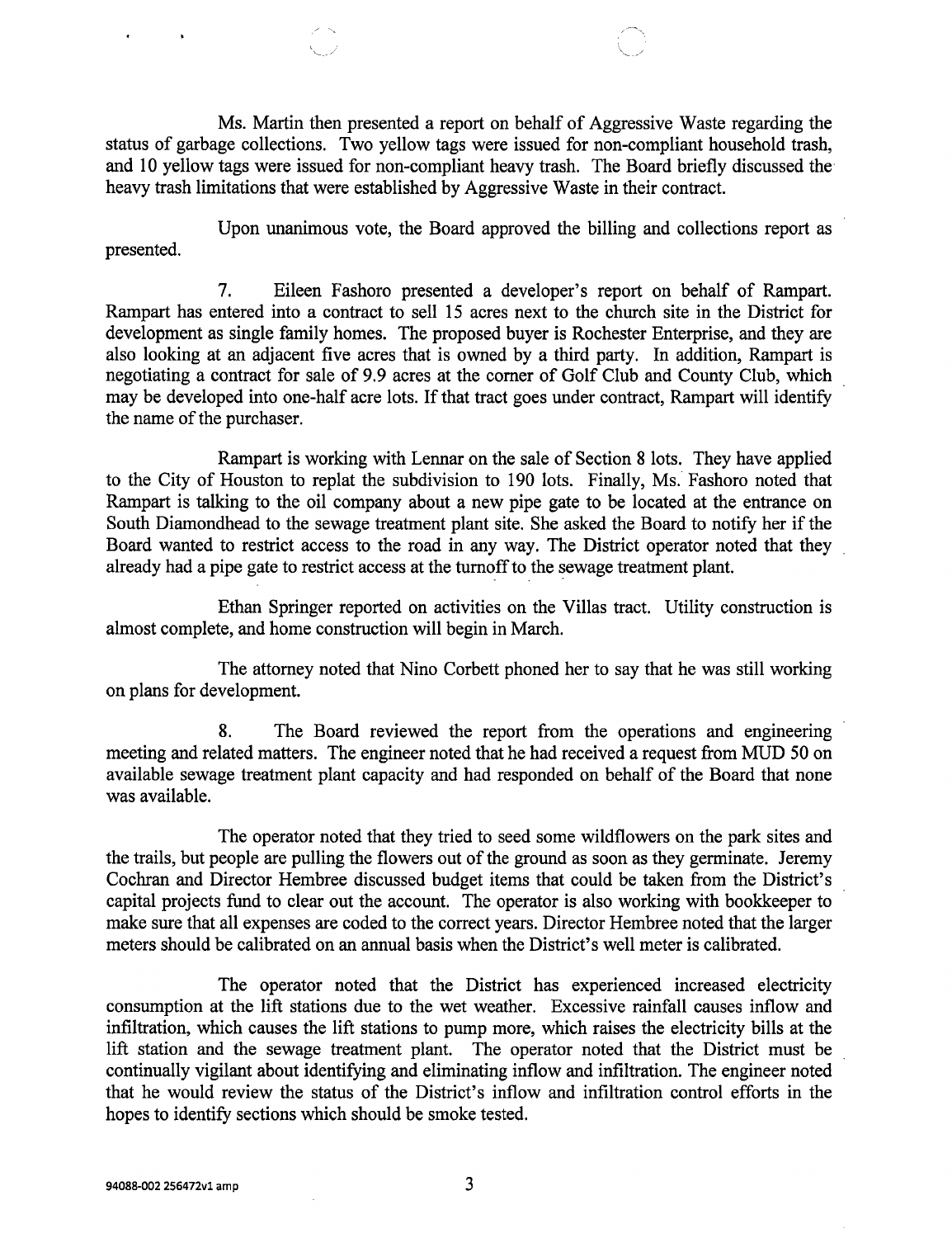Ms. Martin then presented a report on behalf of Aggressive Waste regarding the status of garbage collections. Two yellow tags were issued for non-compliant household trash, and 10 yellow tags were issued for non-compliant heavy trash. The Board briefly discussed the heavy trash limitations that were established by Aggressive Waste in their contract.

Upon unanimous vote, the Board approved the billing and collections report as presented.

7. Eileen Fashoro presented a developer's report on behalf of Rampart. Rampart has entered into a contract to sell 15 acres next to the church site in the District for development as single family homes. The proposed buyer is Rochester Enterprise, and they are also looking at an adjacent five acres that is owned by a third party. In addition, Rampart is negotiating a contract for sale of 9.9 acres at the corner of Golf Club and County Club, which may be developed into one-half acre lots. If that tract goes under contract, Rampart will identify the name of the purchaser.

Rampart is working with Lennar on the sale of Section 8 lots. They have applied to the City of Houston to replat the subdivision to 190 lots. Finally, Ms. Fashoro noted that Rampart is talking to the oil company about a new pipe gate to be located at the entrance on South Diamondhead to the sewage treatment plant site. She asked the Board to notify her if the Board wanted to restrict access to the road in any way. The District operator noted that they already had a pipe gate to restrict access at the turnoff to the sewage treatment plant.

Ethan Springer reported on activities on the Villas tract. Utility construction is almost complete, and home construction will begin in March.

The attorney noted that Nino Corbett phoned her to say that he was still working on plans for development.

8. The Board reviewed the report from the operations and engineering meeting and related matters. The engineer noted that he had received a request from MUD 50 on available sewage treatment plant capacity and had responded on behalf of the Board that none was available.

The operator noted that they tried to seed some wildflowers on the park sites and the trails, but people are pulling the flowers out of the ground as soon as they germinate. Jeremy Cochran and Director Hembree discussed budget items that could be taken from the District's capital projects fund to clear out the account. The operator is also working with bookkeeper to make sure that all expenses are coded to the correct years. Director Hembree noted that the larger meters should be calibrated on an annual basis when the District's well meter is calibrated.

The operator noted that the District has experienced increased electricity consumption at the lift stations due to the wet weather. Excessive rainfall causes inflow and infiltration, which causes the lift stations to pump more, which raises the electricity bills at the lift station and the sewage treatment plant. The operator noted that the District must be continually vigilant about identifying and eliminating inflow and infiltration. The engineer noted that he would review the status of the District's inflow and infiltration control efforts in the hopes to identify sections which should be smoke tested.

94088-002 256472v1 amp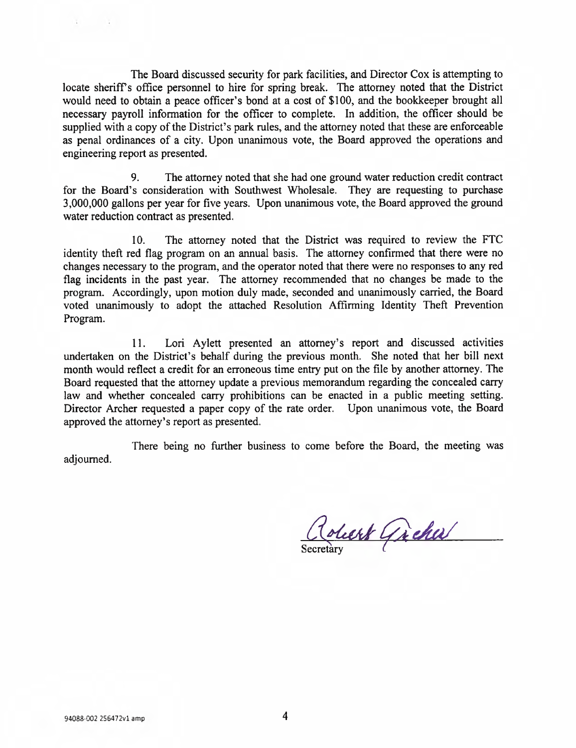The Board discussed security for park facilities, and Director Cox is attempting to locate sheriff's office personnel to hire for spring break. The attorney noted that the District would need to obtain a peace officer's bond at a cost of $100, and the bookkeeper brought all necessary payroll information for the officer to complete. In addition, the officer should be supplied with a copy of the District's park rules, and the attorney noted that these are enforceable as penal ordinances of a city. Upon unanimous vote, the Board approved the operations and engineering report as presented.

9. The attorney noted that she had one ground water reduction credit contract for the Board's consideration with Southwest Wholesale. They are requesting to purchase 3,000,000 gallons per year for five years. Upon unanimous vote, the Board approved the ground water reduction contract as presented.

10. The attorney noted that the District was required to review the FTC identity theft red flag program on an annual basis. The attorney confirmed that there were no changes necessary to the program, and the operator noted that there were no responses to any red flag incidents in the past year. The attorney recommended that no changes be made to the program. Accordingly, upon motion duly made, seconded and unanimously carried, the Board voted unanimously to adopt the attached Resolution Affirming Identity Theft Prevention Program.

11. Lori Aylett presented an attorney's report and discussed activities undertaken on the District's behalf during the previous month. She noted that her bill next month would reflect a credit for an erroneous time entry put on the file by another attorney. The Board requested that the attorney update a previous memorandum regarding the concealed carry law and whether concealed carry prohibitions can be enacted in a public meeting setting. Director Archer requested a paper copy of the rate order. Upon unanimous vote, the Board approved the attorney's report as presented.

There being no further business to come before the Board, the meeting was adjourned.

Robert Archer

Secretary

94088-002 256472v1 amp